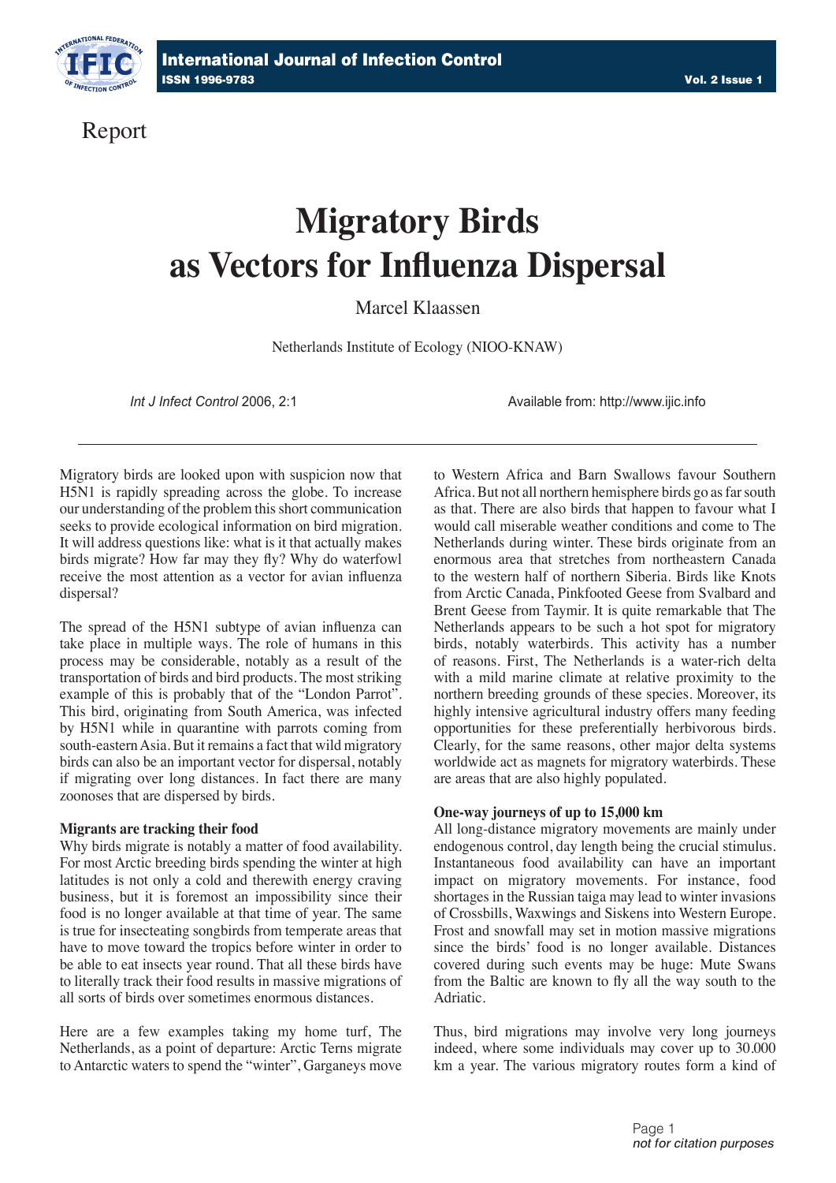Report

# Migratory Birds as Vectors for Influenza Dispersal

Marcel Klaassen

Netherlands Institute of Ecology (NIOO-KNAW)

*Int J Infect Control* 2006, 2:1 Available from: http://www.ijic.info

---

Migratory birds are looked upon with suspicion now that H5N1 is rapidly spreading across the globe. To increase our understanding of the problem this short communication seeks to provide ecological information on bird migration. It will address questions like: what is it that actually makes birds migrate? How far may they fly? Why do waterfowl receive the most attention as a vector for avian influenza dispersal?

The spread of the H5N1 subtype of avian influenza can take place in multiple ways. The role of humans in this process may be considerable, notably as a result of the transportation of birds and bird products. The most striking example of this is probably that of the "London Parrot". This bird, originating from South America, was infected by H5N1 while in quarantine with parrots coming from south-eastern Asia. But it remains a fact that wild migratory birds can also be an important vector for dispersal, notably if migrating over long distances. In fact there are many zoonoses that are dispersed by birds.

**Migrants are tracking their food**

Why birds migrate is notably a matter of food availability. For most Arctic breeding birds spending the winter at high latitudes is not only a cold and therewith energy craving business, but it is foremost an impossibility since their food is no longer available at that time of year. The same is true for insecteating songbirds from temperate areas that have to move toward the tropics before winter in order to be able to eat insects year round. That all these birds have to literally track their food results in massive migrations of all sorts of birds over sometimes enormous distances.

Here are a few examples taking my home turf, The Netherlands, as a point of departure: Arctic Terns migrate to Antarctic waters to spend the "winter", Garganeys move to Western Africa and Barn Swallows favour Southern Africa. But not all northern hemisphere birds go as far south as that. There are also birds that happen to favour what I would call miserable weather conditions and come to The Netherlands during winter. These birds originate from an enormous area that stretches from northeastern Canada to the western half of northern Siberia. Birds like Knots from Arctic Canada, Pinkfooted Geese from Svalbard and Brent Geese from Taymir. It is quite remarkable that The Netherlands appears to be such a hot spot for migratory birds, notably waterbirds. This activity has a number of reasons. First, The Netherlands is a water-rich delta with a mild marine climate at relative proximity to the northern breeding grounds of these species. Moreover, its highly intensive agricultural industry offers many feeding opportunities for these preferentially herbivorous birds. Clearly, for the same reasons, other major delta systems worldwide act as magnets for migratory waterbirds. These are areas that are also highly populated.

**One-way journeys of up to 15,000 km**

All long-distance migratory movements are mainly under endogenous control, day length being the crucial stimulus. Instantaneous food availability can have an important impact on migratory movements. For instance, food shortages in the Russian taiga may lead to winter invasions of Crossbills, Waxwings and Siskens into Western Europe. Frost and snowfall may set in motion massive migrations since the birds' food is no longer available. Distances covered during such events may be huge: Mute Swans from the Baltic are known to fly all the way south to the Adriatic.

Thus, bird migrations may involve very long journeys indeed, where some individuals may cover up to 30.000 km a year. The various migratory routes form a kind of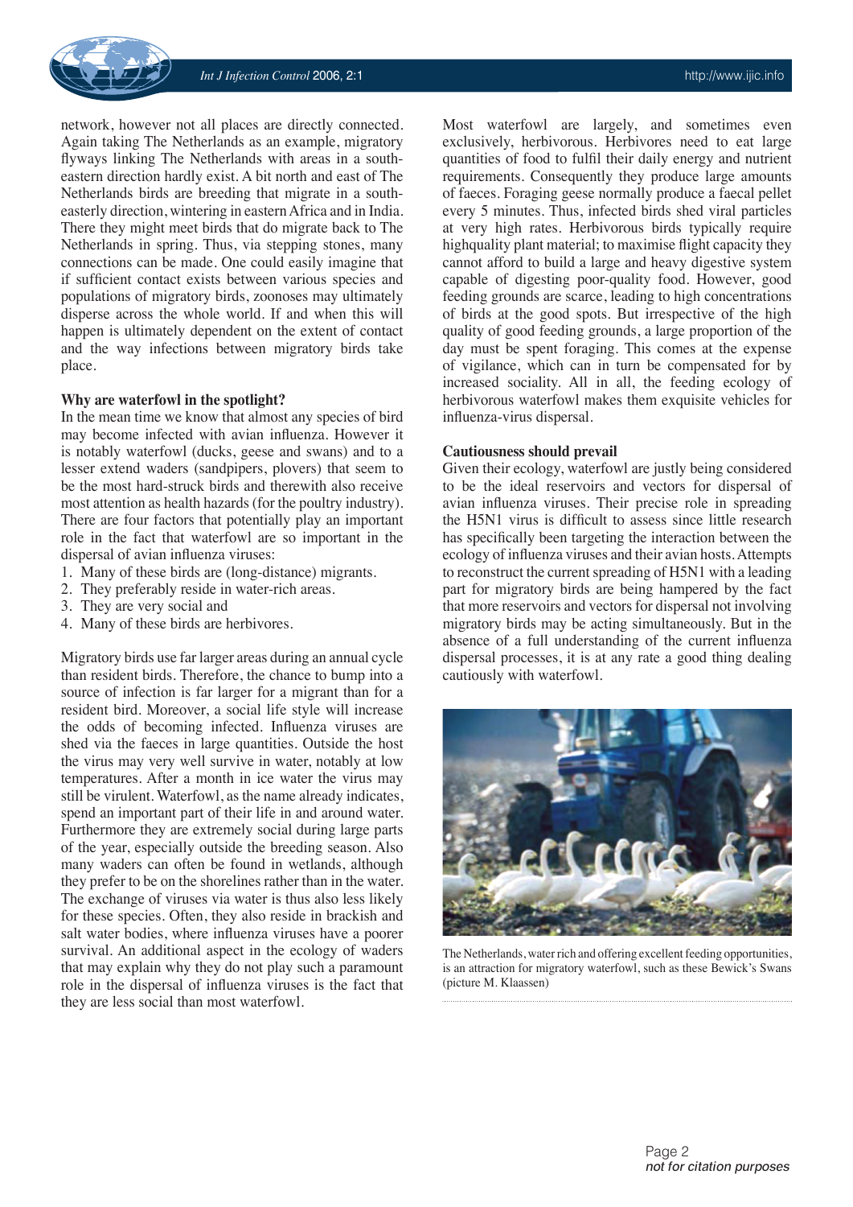network, however not all places are directly connected. Again taking The Netherlands as an example, migratory flyways linking The Netherlands with areas in a south-eastern direction hardly exist. A bit north and east of The Netherlands birds are breeding that migrate in a south-easterly direction, wintering in eastern Africa and in India. There they might meet birds that do migrate back to The Netherlands in spring. Thus, via stepping stones, many connections can be made. One could easily imagine that if sufficient contact exists between various species and populations of migratory birds, zoonoses may ultimately disperse across the whole world. If and when this will happen is ultimately dependent on the extent of contact and the way infections between migratory birds take place.

**Why are waterfowl in the spotlight?**

In the mean time we know that almost any species of bird may become infected with avian influenza. However it is notably waterfowl (ducks, geese and swans) and to a lesser extend waders (sandpipers, plovers) that seem to be the most hard-struck birds and therewith also receive most attention as health hazards (for the poultry industry). There are four factors that potentially play an important role in the fact that waterfowl are so important in the dispersal of avian influenza viruses:

1. Many of these birds are (long-distance) migrants.
2. They preferably reside in water-rich areas.
3. They are very social and
4. Many of these birds are herbivores.

Migratory birds use far larger areas during an annual cycle than resident birds. Therefore, the chance to bump into a source of infection is far larger for a migrant than for a resident bird. Moreover, a social life style will increase the odds of becoming infected. Influenza viruses are shed via the faeces in large quantities. Outside the host the virus may very well survive in water, notably at low temperatures. After a month in ice water the virus may still be virulent. Waterfowl, as the name already indicates, spend an important part of their life in and around water. Furthermore they are extremely social during large parts of the year, especially outside the breeding season. Also many waders can often be found in wetlands, although they prefer to be on the shorelines rather than in the water. The exchange of viruses via water is thus also less likely for these species. Often, they also reside in brackish and salt water bodies, where influenza viruses have a poorer survival. An additional aspect in the ecology of waders that may explain why they do not play such a paramount role in the dispersal of influenza viruses is the fact that they are less social than most waterfowl.

Most waterfowl are largely, and sometimes even exclusively, herbivorous. Herbivores need to eat large quantities of food to fulfil their daily energy and nutrient requirements. Consequently they produce large amounts of faeces. Foraging geese normally produce a faecal pellet every 5 minutes. Thus, infected birds shed viral particles at very high rates. Herbivorous birds typically require highquality plant material; to maximise flight capacity they cannot afford to build a large and heavy digestive system capable of digesting poor-quality food. However, good feeding grounds are scarce, leading to high concentrations of birds at the good spots. But irrespective of the high quality of good feeding grounds, a large proportion of the day must be spent foraging. This comes at the expense of vigilance, which can in turn be compensated for by increased sociality. All in all, the feeding ecology of herbivorous waterfowl makes them exquisite vehicles for influenza-virus dispersal.

**Cautiousness should prevail**

Given their ecology, waterfowl are justly being considered to be the ideal reservoirs and vectors for dispersal of avian influenza viruses. Their precise role in spreading the H5N1 virus is difficult to assess since little research has specifically been targeting the interaction between the ecology of influenza viruses and their avian hosts. Attempts to reconstruct the current spreading of H5N1 with a leading part for migratory birds are being hampered by the fact that more reservoirs and vectors for dispersal not involving migratory birds may be acting simultaneously. But in the absence of a full understanding of the current influenza dispersal processes, it is at any rate a good thing dealing cautiously with waterfowl.

The Netherlands, water rich and offering excellent feeding opportunities, is an attraction for migratory waterfowl, such as these Bewick's Swans (picture M. Klaassen)